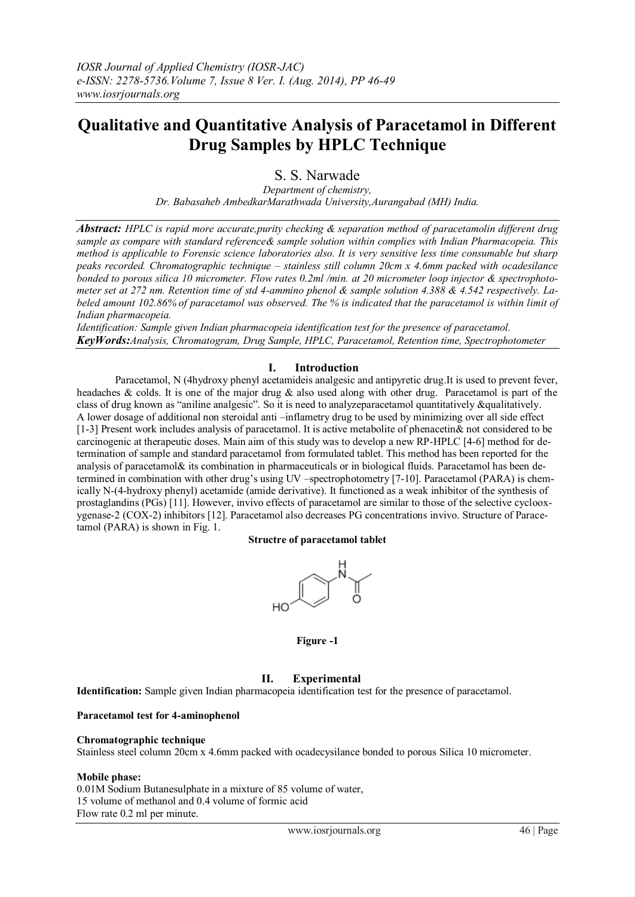# Qualitative and Quantitative Analysis of Paracetamol in Different Drug Samples by HPLC Technique

S. S. Narwade

*Department of chemistry,*
*Dr. Babasaheb AmbedkarMarathwada University,Aurangabad (MH) India.*

***Abstract:*** *HPLC is rapid more accurate,purity checking & separation method of paracetamolin different drug sample as compare with standard reference& sample solution within complies with Indian Pharmacopeia. This method is applicable to Forensic science laboratories also. It is very sensitive less time consumable but sharp peaks recorded. Chromatographic technique – stainless still column 20cm x 4.6mm packed with ocadesilance bonded to porous silica 10 micrometer. Flow rates 0.2ml /min. at 20 micrometer loop injector & spectrophotometer set at 272 nm. Retention time of std 4-ammino phenol & sample solution 4.388 & 4.542 respectively. Labeled amount 102.86% of paracetamol was observed. The % is indicated that the paracetamol is within limit of Indian pharmacopeia.*

*Identification: Sample given Indian pharmacopeia identification test for the presence of paracetamol.*

***KeyWords:****Analysis, Chromatogram, Drug Sample, HPLC, Paracetamol, Retention time, Spectrophotometer*

## I. Introduction

Paracetamol, N (4hydroxy phenyl acetamideis analgesic and antipyretic drug.It is used to prevent fever, headaches & colds. It is one of the major drug & also used along with other drug. Paracetamol is part of the class of drug known as "aniline analgesic". So it is need to analyzeparacetamol quantitatively &qualitatively. A lower dosage of additional non steroidal anti –inflametry drug to be used by minimizing over all side effect [1-3] Present work includes analysis of paracetamol. It is active metabolite of phenacetin& not considered to be carcinogenic at therapeutic doses. Main aim of this study was to develop a new RP-HPLC [4-6] method for determination of sample and standard paracetamol from formulated tablet. This method has been reported for the analysis of paracetamol& its combination in pharmaceuticals or in biological fluids. Paracetamol has been determined in combination with other drug's using UV –spectrophotometry [7-10]. Paracetamol (PARA) is chemically N-(4-hydroxy phenyl) acetamide (amide derivative). It functioned as a weak inhibitor of the synthesis of prostaglandins (PGs) [11]. However, invivo effects of paracetamol are similar to those of the selective cyclooxygenase-2 (COX-2) inhibitors [12]. Paracetamol also decreases PG concentrations invivo. Structure of Paracetamol (PARA) is shown in Fig. 1.

**Structre of paracetamol tablet**

**Figure -1**

## II. Experimental

**Identification:** Sample given Indian pharmacopeia identification test for the presence of paracetamol.

**Paracetamol test for 4-aminophenol**

**Chromatographic technique**

Stainless steel column 20cm x 4.6mm packed with ocadecysilance bonded to porous Silica 10 micrometer.

**Mobile phase:**

0.01M Sodium Butanesulphate in a mixture of 85 volume of water,
15 volume of methanol and 0.4 volume of formic acid
Flow rate 0.2 ml per minute.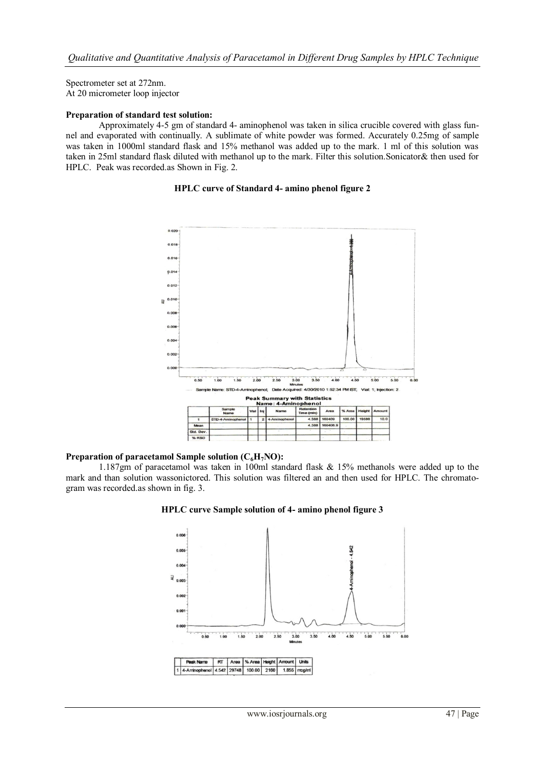Spectrometer set at 272nm.
At 20 micrometer loop injector

**Preparation of standard test solution:**

Approximately 4-5 gm of standard 4- aminophenol was taken in silica crucible covered with glass funnel and evaporated with continually. A sublimate of white powder was formed. Accurately 0.25mg of sample was taken in 1000ml standard flask and 15% methanol was added up to the mark. 1 ml of this solution was taken in 25ml standard flask diluted with methanol up to the mark. Filter this solution.Sonicator& then used for HPLC. Peak was recorded.as Shown in Fig. 2.

**HPLC curve of Standard 4- amino phenol figure 2**

Sample Name: STD-4-Aminophenol; Date Acquired: 4/30/2010 1:52:34 PM IST; Vial: 1; Injection: 2

**Peak Summary with Statistics**
**Name: 4-Aminophenol**

| | Sample Name | Vial | Inj | Name | Retention Time (min) | Area | % Area | Height | Amount |
|---|---|---|---|---|---|---|---|---|---|
| 1 | STD-4-Aminophenol | 1 | 2 | 4-Aminophenol | 4.388 | 160409 | 100.00 | 19588 | 10.0 |
| Mean | | | | | 4.388 | 160408.9 | | | |
| Std. Dev. | | | | | | | | | |
| % RSD | | | | | | | | | |

**Preparation of paracetamol Sample solution ($C_6H_7NO$):**

1.187gm of paracetamol was taken in 100ml standard flask & 15% methanols were added up to the mark and than solution wassonictored. This solution was filtered an and then used for HPLC. The chromatogram was recorded.as shown in fig. 3.

**HPLC curve Sample solution of 4- amino phenol figure 3**

| | Peak Name | RT | Area | % Area | Height | Amount | Units |
|---|---|---|---|---|---|---|---|
| 1 | 4-Aminophenol | 4.542 | 29748 | 100.00 | 2160 | 1.855 | mcg/ml |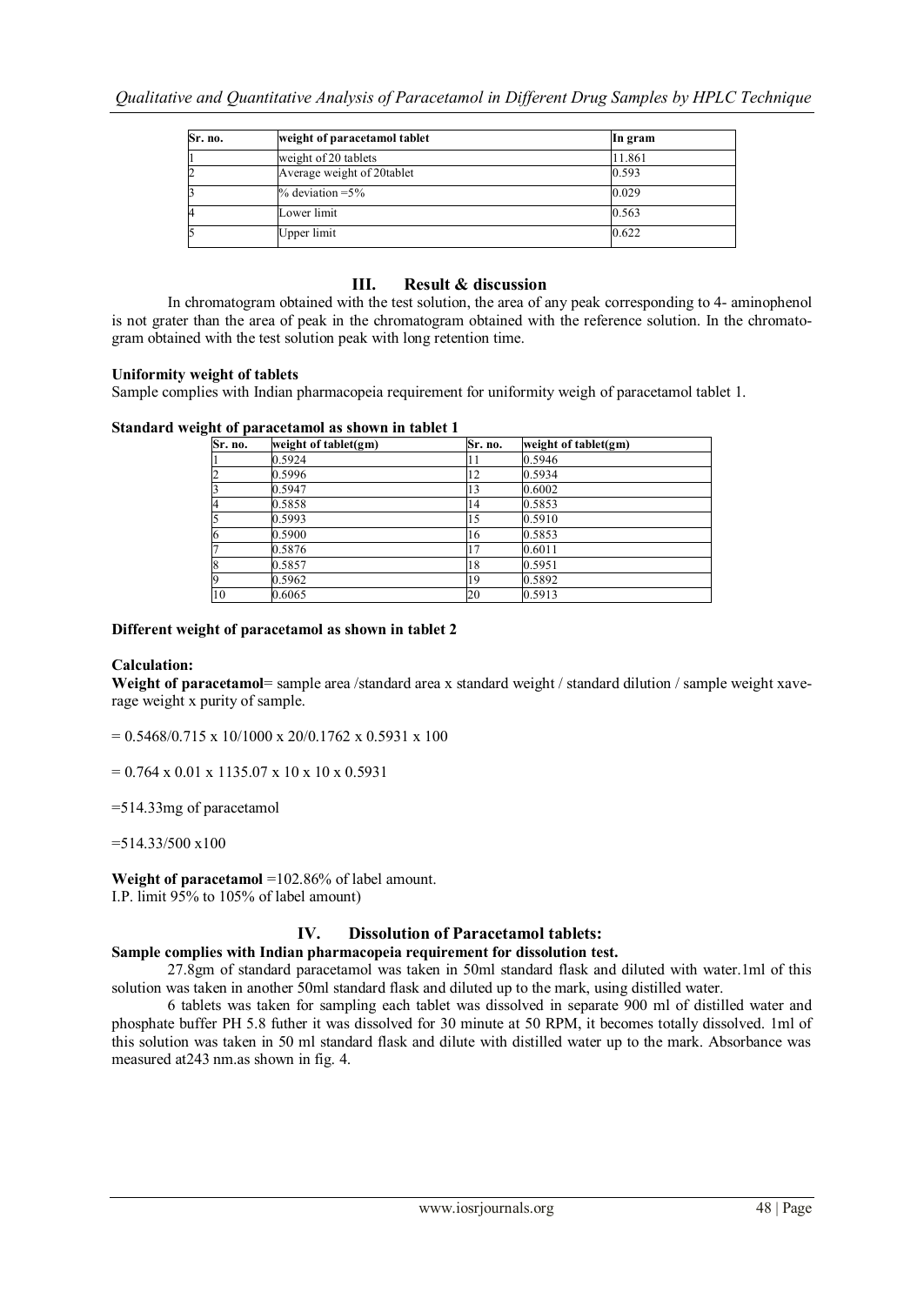| Sr. no. | weight of paracetamol tablet | In gram |
|---|---|---|
| 1 | weight of 20 tablets | 11.861 |
| 2 | Average weight of 20tablet | 0.593 |
| 3 | % deviation =5% | 0.029 |
| 4 | Lower limit | 0.563 |
| 5 | Upper limit | 0.622 |

## III. Result & discussion

In chromatogram obtained with the test solution, the area of any peak corresponding to 4- aminophenol is not grater than the area of peak in the chromatogram obtained with the reference solution. In the chromatogram obtained with the test solution peak with long retention time.

**Uniformity weight of tablets**

Sample complies with Indian pharmacopeia requirement for uniformity weigh of paracetamol tablet 1.

**Standard weight of paracetamol as shown in tablet 1**

| Sr. no. | weight of tablet(gm) | Sr. no. | weight of tablet(gm) |
|---|---|---|---|
| 1 | 0.5924 | 11 | 0.5946 |
| 2 | 0.5996 | 12 | 0.5934 |
| 3 | 0.5947 | 13 | 0.6002 |
| 4 | 0.5858 | 14 | 0.5853 |
| 5 | 0.5993 | 15 | 0.5910 |
| 6 | 0.5900 | 16 | 0.5853 |
| 7 | 0.5876 | 17 | 0.6011 |
| 8 | 0.5857 | 18 | 0.5951 |
| 9 | 0.5962 | 19 | 0.5892 |
| 10 | 0.6065 | 20 | 0.5913 |

**Different weight of paracetamol as shown in tablet 2**

**Calculation:**

**Weight of paracetamol**= sample area /standard area x standard weight / standard dilution / sample weight xaverage weight x purity of sample.

= 0.5468/0.715 x 10/1000 x 20/0.1762 x 0.5931 x 100

= 0.764 x 0.01 x 1135.07 x 10 x 10 x 0.5931

=514.33mg of paracetamol

=514.33/500 x100

**Weight of paracetamol** =102.86% of label amount.
I.P. limit 95% to 105% of label amount)

## IV. Dissolution of Paracetamol tablets:

**Sample complies with Indian pharmacopeia requirement for dissolution test.**

27.8gm of standard paracetamol was taken in 50ml standard flask and diluted with water.1ml of this solution was taken in another 50ml standard flask and diluted up to the mark, using distilled water.

6 tablets was taken for sampling each tablet was dissolved in separate 900 ml of distilled water and phosphate buffer PH 5.8 futher it was dissolved for 30 minute at 50 RPM, it becomes totally dissolved. 1ml of this solution was taken in 50 ml standard flask and dilute with distilled water up to the mark. Absorbance was measured at243 nm.as shown in fig. 4.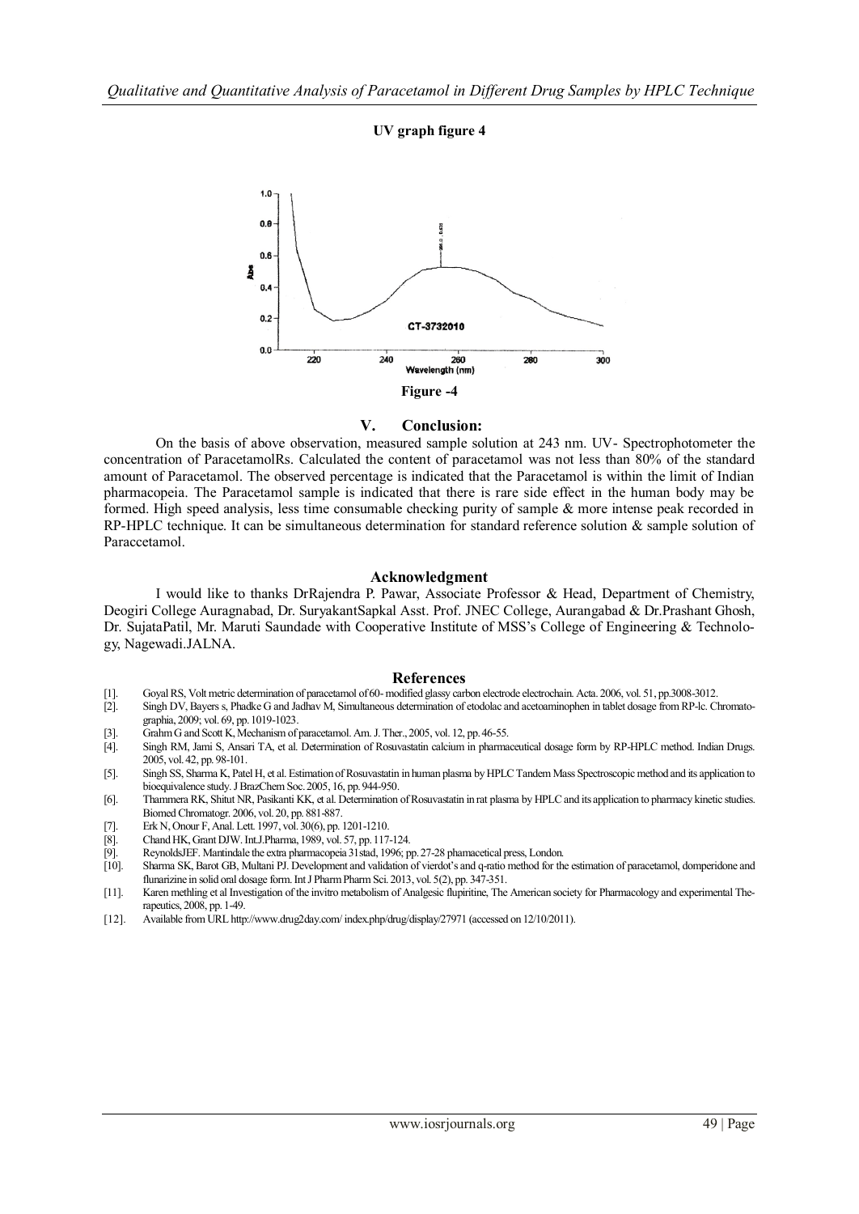**UV graph figure 4**

1.0
0.8
0.6
0.4
0.2
0.0
Abs
220
240
260
280
300
Wavelength (nm)
CT-3732010

Figure -4

## V. Conclusion:

On the basis of above observation, measured sample solution at 243 nm. UV- Spectrophotometer the concentration of ParacetamolRs. Calculated the content of paracetamol was not less than 80% of the standard amount of Paracetamol. The observed percentage is indicated that the Paracetamol is within the limit of Indian pharmacopeia. The Paracetamol sample is indicated that there is rare side effect in the human body may be formed. High speed analysis, less time consumable checking purity of sample & more intense peak recorded in RP-HPLC technique. It can be simultaneous determination for standard reference solution & sample solution of Paraccetamol.

## Acknowledgment

I would like to thanks DrRajendra P. Pawar, Associate Professor & Head, Department of Chemistry, Deogiri College Auragnabad, Dr. SuryakantSapkal Asst. Prof. JNEC College, Aurangabad & Dr.Prashant Ghosh, Dr. SujataPatil, Mr. Maruti Saundade with Cooperative Institute of MSS's College of Engineering & Technology, Nagewadi.JALNA.

## References

[1]. Goyal RS, Volt metric determination of paracetamol of 60- modified glassy carbon electrode electrochain. Acta. 2006, vol. 51, pp.3008-3012.
[2]. Singh DV, Bayers s, Phadke G and Jadhav M, Simultaneous determination of etodolac and acetoaminophen in tablet dosage from RP-lc. Chromatographia, 2009; vol. 69, pp. 1019-1023.
[3]. Grahm G and Scott K, Mechanism of paracetamol. Am. J. Ther., 2005, vol. 12, pp. 46-55.
[4]. Singh RM, Jami S, Ansari TA, et al. Determination of Rosuvastatin calcium in pharmaceutical dosage form by RP-HPLC method. Indian Drugs. 2005, vol. 42, pp. 98-101.
[5]. Singh SS, Sharma K, Patel H, et al. Estimation of Rosuvastatin in human plasma by HPLC Tandem Mass Spectroscopic method and its application to bioequivalence study. J BrazChem Soc. 2005, 16, pp. 944-950.
[6]. Thammera RK, Shitut NR, Pasikanti KK, et al. Determination of Rosuvastatin in rat plasma by HPLC and its application to pharmacy kinetic studies. Biomed Chromatogr. 2006, vol. 20, pp. 881-887.
[7]. Erk N, Onour F, Anal. Lett. 1997, vol. 30(6), pp. 1201-1210.
[8]. Chand HK, Grant DJW. Int.J.Pharma, 1989, vol. 57, pp. 117-124.
[9]. ReynoldsJEF. Mantindale the extra pharmacopeia 31stad, 1996; pp. 27-28 phamacetical press, London.
[10]. Sharma SK, Barot GB, Multani PJ. Development and validation of vierdot's and q-ratio method for the estimation of paracetamol, domperidone and flunarizine in solid oral dosage form. Int J Pharm Pharm Sci. 2013, vol. 5(2), pp. 347-351.
[11]. Karen methling et al Investigation of the invitro metabolism of Analgesic flupiritine, The American society for Pharmacology and experimental Therapeutics, 2008, pp. 1-49.
[12]. Available from URL http://www.drug2day.com/ index.php/drug/display/27971 (accessed on 12/10/2011).